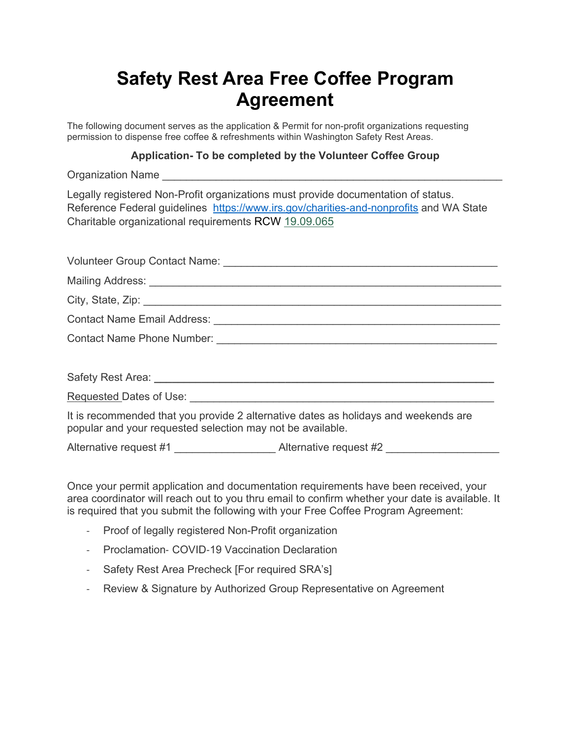# Safety Rest Area Free Coffee Program Agreement

The following document serves as the application & Permit for non-profit organizations requesting permission to dispense free coffee & refreshments within Washington Safety Rest Areas.

**Application- To be completed by the Volunteer Coffee Group**

Organization Name ____________________________________________________________

Legally registered Non-Profit organizations must provide documentation of status. Reference Federal guidelines [https://www.irs.gov/charities-and-nonprofits](https://www.irs.gov/charities-and-nonprofits) and WA State Charitable organizational requirements RCW 19.09.065

Volunteer Group Contact Name: ________________________________________________

Mailing Address: _______________________________________________________________

City, State, Zip: _______________________________________________________________

Contact Name Email Address: _________________________________________________

Contact Name Phone Number: _________________________________________________

Safety Rest Area: ______________________________________________________________

Requested Dates of Use: ________________________________________________________

It is recommended that you provide 2 alternative dates as holidays and weekends are popular and your requested selection may not be available.

Alternative request #1 _________________ Alternative request #2 ___________________

Once your permit application and documentation requirements have been received, your area coordinator will reach out to you thru email to confirm whether your date is available. It is required that you submit the following with your Free Coffee Program Agreement:

- Proof of legally registered Non-Profit organization
- Proclamation- COVID-19 Vaccination Declaration
- Safety Rest Area Precheck [For required SRA's]
- Review & Signature by Authorized Group Representative on Agreement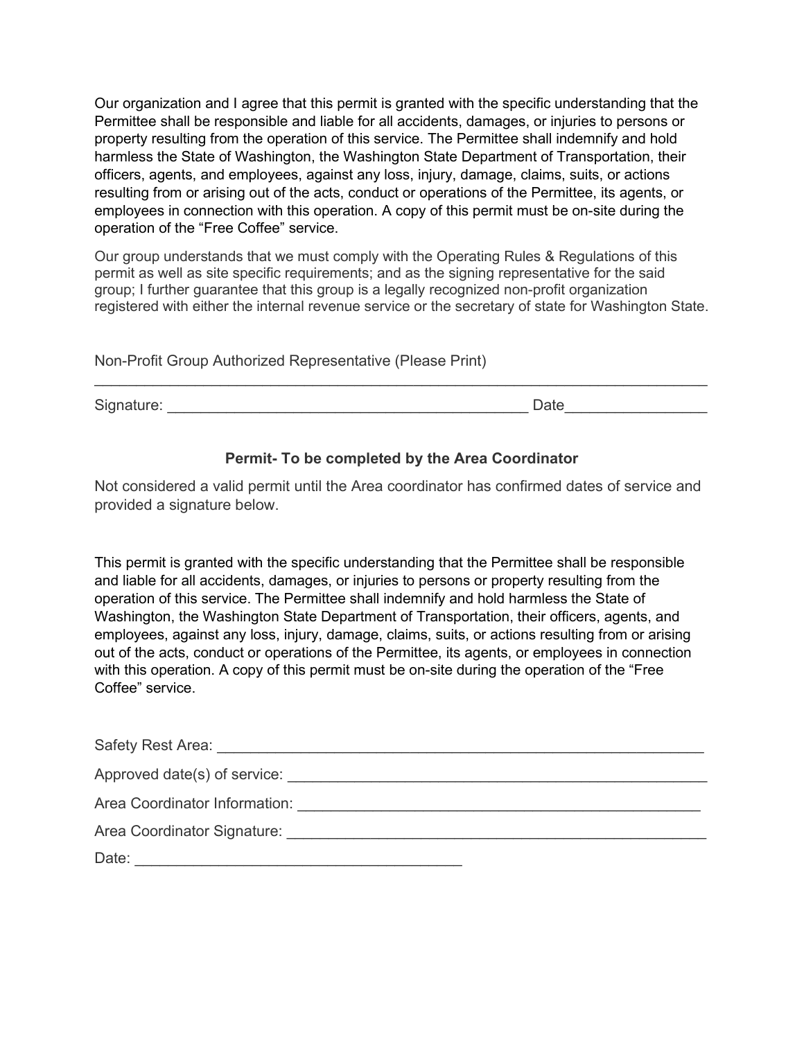Our organization and I agree that this permit is granted with the specific understanding that the Permittee shall be responsible and liable for all accidents, damages, or injuries to persons or property resulting from the operation of this service. The Permittee shall indemnify and hold harmless the State of Washington, the Washington State Department of Transportation, their officers, agents, and employees, against any loss, injury, damage, claims, suits, or actions resulting from or arising out of the acts, conduct or operations of the Permittee, its agents, or employees in connection with this operation. A copy of this permit must be on-site during the operation of the "Free Coffee" service.

Our group understands that we must comply with the Operating Rules & Regulations of this permit as well as site specific requirements; and as the signing representative for the said group; I further guarantee that this group is a legally recognized non-profit organization registered with either the internal revenue service or the secretary of state for Washington State.

Non-Profit Group Authorized Representative (Please Print)

_______________________________________________________________________________

Signature: ____________________________________________ Date_________________

### Permit- To be completed by the Area Coordinator

Not considered a valid permit until the Area coordinator has confirmed dates of service and provided a signature below.

This permit is granted with the specific understanding that the Permittee shall be responsible and liable for all accidents, damages, or injuries to persons or property resulting from the operation of this service. The Permittee shall indemnify and hold harmless the State of Washington, the Washington State Department of Transportation, their officers, agents, and employees, against any loss, injury, damage, claims, suits, or actions resulting from or arising out of the acts, conduct or operations of the Permittee, its agents, or employees in connection with this operation. A copy of this permit must be on-site during the operation of the "Free Coffee" service.

Safety Rest Area: ____________________________________________________________

Approved date(s) of service: ___________________________________________________

Area Coordinator Information: _________________________________________________

Area Coordinator Signature: ___________________________________________________

Date: __________________________________________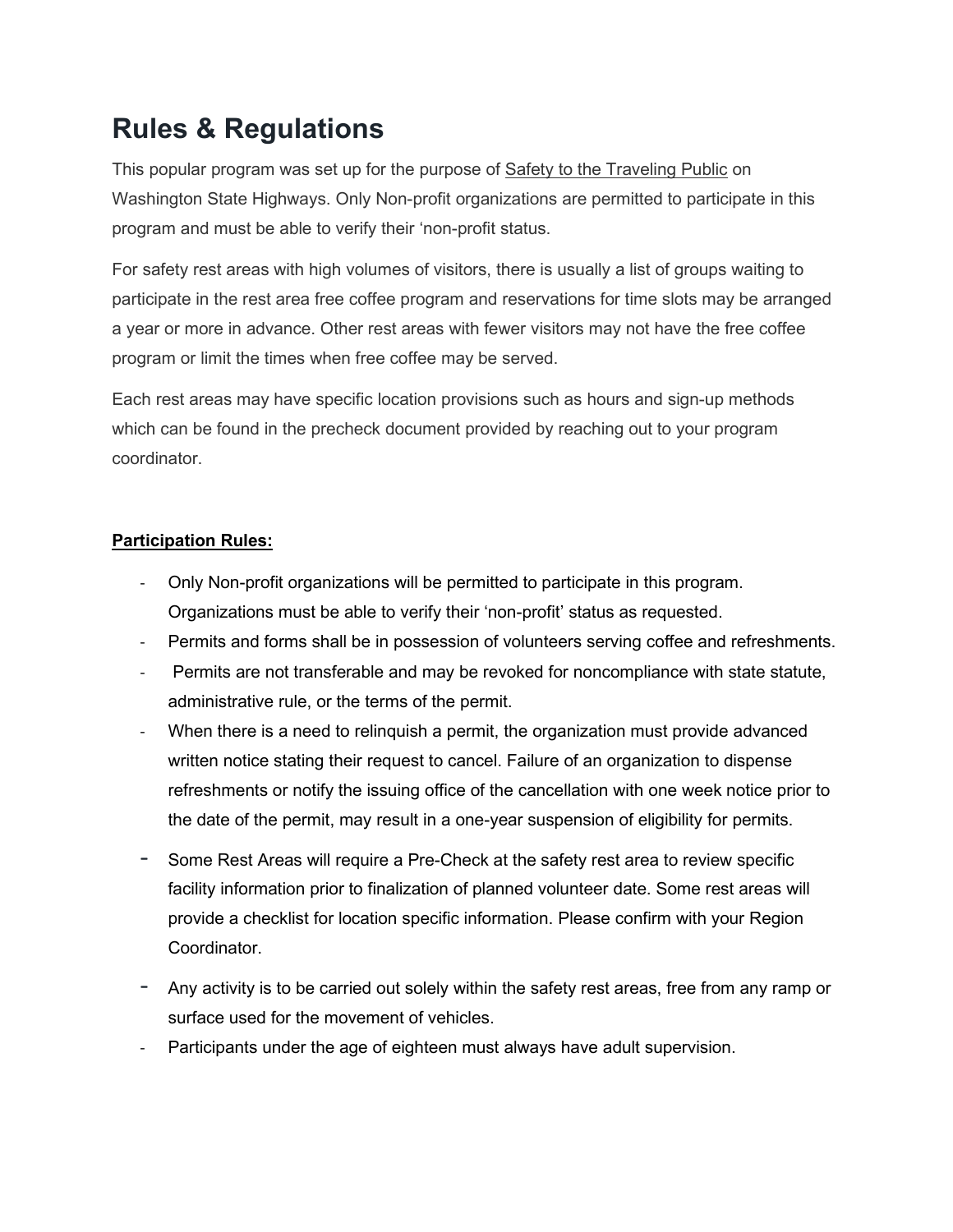# Rules & Regulations

This popular program was set up for the purpose of <u>Safety to the Traveling Public</u> on Washington State Highways. Only Non-profit organizations are permitted to participate in this program and must be able to verify their 'non-profit status.

For safety rest areas with high volumes of visitors, there is usually a list of groups waiting to participate in the rest area free coffee program and reservations for time slots may be arranged a year or more in advance. Other rest areas with fewer visitors may not have the free coffee program or limit the times when free coffee may be served.

Each rest areas may have specific location provisions such as hours and sign-up methods which can be found in the precheck document provided by reaching out to your program coordinator.

**<u>Participation Rules:</u>**

- Only Non-profit organizations will be permitted to participate in this program. Organizations must be able to verify their 'non-profit' status as requested.
- Permits and forms shall be in possession of volunteers serving coffee and refreshments.
- Permits are not transferable and may be revoked for noncompliance with state statute, administrative rule, or the terms of the permit.
- When there is a need to relinquish a permit, the organization must provide advanced written notice stating their request to cancel. Failure of an organization to dispense refreshments or notify the issuing office of the cancellation with one week notice prior to the date of the permit, may result in a one-year suspension of eligibility for permits.
- Some Rest Areas will require a Pre-Check at the safety rest area to review specific facility information prior to finalization of planned volunteer date. Some rest areas will provide a checklist for location specific information. Please confirm with your Region Coordinator.
- Any activity is to be carried out solely within the safety rest areas, free from any ramp or surface used for the movement of vehicles.
- Participants under the age of eighteen must always have adult supervision.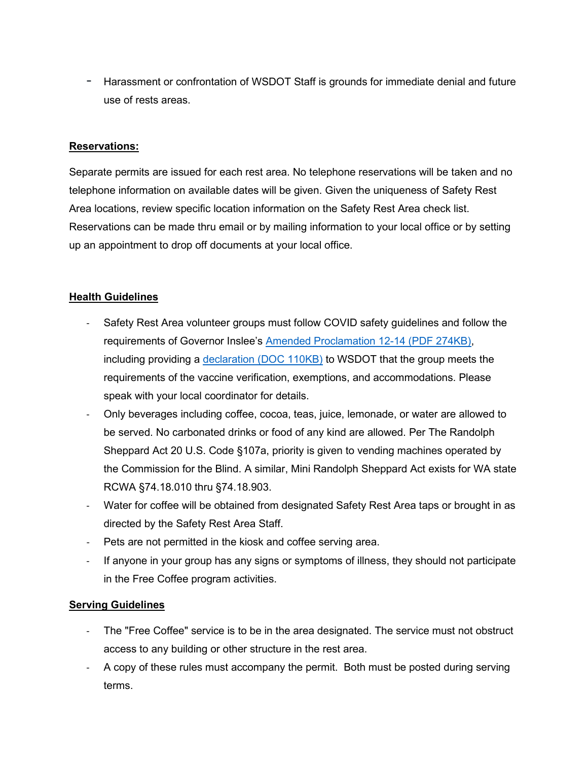- Harassment or confrontation of WSDOT Staff is grounds for immediate denial and future use of rests areas.

**Reservations:**

Separate permits are issued for each rest area. No telephone reservations will be taken and no telephone information on available dates will be given. Given the uniqueness of Safety Rest Area locations, review specific location information on the Safety Rest Area check list. Reservations can be made thru email or by mailing information to your local office or by setting up an appointment to drop off documents at your local office.

**Health Guidelines**

- Safety Rest Area volunteer groups must follow COVID safety guidelines and follow the requirements of Governor Inslee's Amended Proclamation 12-14 (PDF 274KB), including providing a declaration (DOC 110KB) to WSDOT that the group meets the requirements of the vaccine verification, exemptions, and accommodations. Please speak with your local coordinator for details.
- Only beverages including coffee, cocoa, teas, juice, lemonade, or water are allowed to be served. No carbonated drinks or food of any kind are allowed. Per The Randolph Sheppard Act 20 U.S. Code §107a, priority is given to vending machines operated by the Commission for the Blind. A similar, Mini Randolph Sheppard Act exists for WA state RCWA §74.18.010 thru §74.18.903.
- Water for coffee will be obtained from designated Safety Rest Area taps or brought in as directed by the Safety Rest Area Staff.
- Pets are not permitted in the kiosk and coffee serving area.
- If anyone in your group has any signs or symptoms of illness, they should not participate in the Free Coffee program activities.

**Serving Guidelines**

- The "Free Coffee" service is to be in the area designated. The service must not obstruct access to any building or other structure in the rest area.
- A copy of these rules must accompany the permit. Both must be posted during serving terms.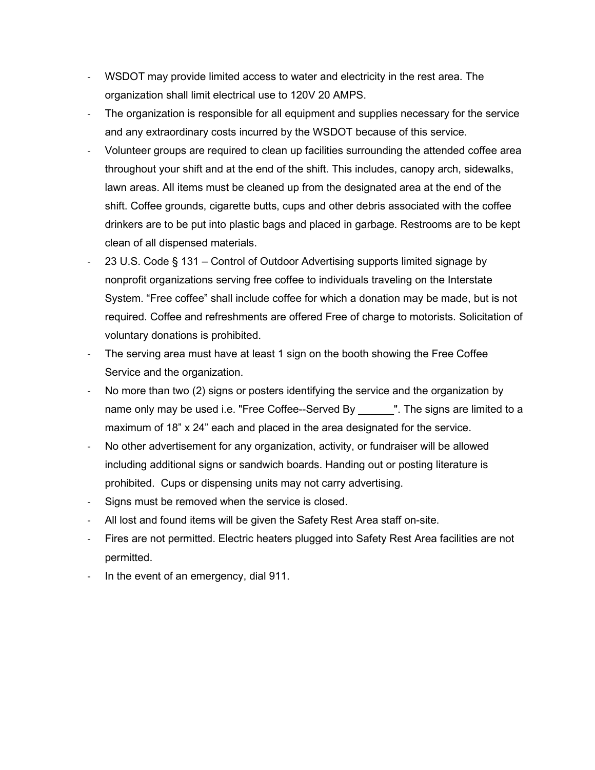- WSDOT may provide limited access to water and electricity in the rest area. The organization shall limit electrical use to 120V 20 AMPS.
- The organization is responsible for all equipment and supplies necessary for the service and any extraordinary costs incurred by the WSDOT because of this service.
- Volunteer groups are required to clean up facilities surrounding the attended coffee area throughout your shift and at the end of the shift. This includes, canopy arch, sidewalks, lawn areas. All items must be cleaned up from the designated area at the end of the shift. Coffee grounds, cigarette butts, cups and other debris associated with the coffee drinkers are to be put into plastic bags and placed in garbage. Restrooms are to be kept clean of all dispensed materials.
- 23 U.S. Code § 131 – Control of Outdoor Advertising supports limited signage by nonprofit organizations serving free coffee to individuals traveling on the Interstate System. “Free coffee” shall include coffee for which a donation may be made, but is not required. Coffee and refreshments are offered Free of charge to motorists. Solicitation of voluntary donations is prohibited.
- The serving area must have at least 1 sign on the booth showing the Free Coffee Service and the organization.
- No more than two (2) signs or posters identifying the service and the organization by name only may be used i.e. "Free Coffee--Served By ______". The signs are limited to a maximum of 18” x 24” each and placed in the area designated for the service.
- No other advertisement for any organization, activity, or fundraiser will be allowed including additional signs or sandwich boards. Handing out or posting literature is prohibited. Cups or dispensing units may not carry advertising.
- Signs must be removed when the service is closed.
- All lost and found items will be given the Safety Rest Area staff on-site.
- Fires are not permitted. Electric heaters plugged into Safety Rest Area facilities are not permitted.
- In the event of an emergency, dial 911.